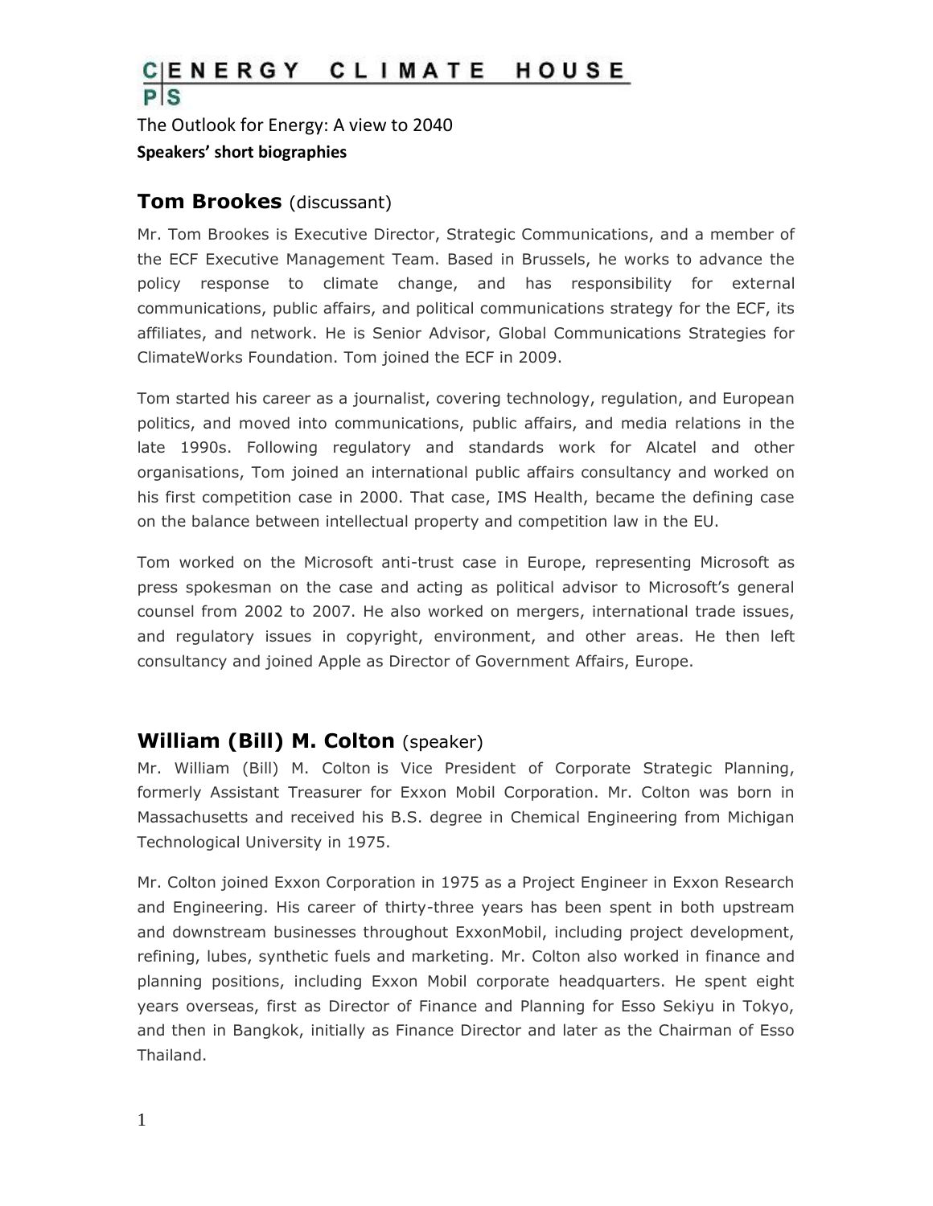# C|ENERGY CLIMATE HOUSE P|S

The Outlook for Energy: A view to 2040

**Speakers' short biographies**

## Tom Brookes (discussant)

Mr. Tom Brookes is Executive Director, Strategic Communications, and a member of the ECF Executive Management Team. Based in Brussels, he works to advance the policy response to climate change, and has responsibility for external communications, public affairs, and political communications strategy for the ECF, its affiliates, and network. He is Senior Advisor, Global Communications Strategies for ClimateWorks Foundation. Tom joined the ECF in 2009.

Tom started his career as a journalist, covering technology, regulation, and European politics, and moved into communications, public affairs, and media relations in the late 1990s. Following regulatory and standards work for Alcatel and other organisations, Tom joined an international public affairs consultancy and worked on his first competition case in 2000. That case, IMS Health, became the defining case on the balance between intellectual property and competition law in the EU.

Tom worked on the Microsoft anti-trust case in Europe, representing Microsoft as press spokesman on the case and acting as political advisor to Microsoft's general counsel from 2002 to 2007. He also worked on mergers, international trade issues, and regulatory issues in copyright, environment, and other areas. He then left consultancy and joined Apple as Director of Government Affairs, Europe.

## William (Bill) M. Colton (speaker)

Mr. William (Bill) M. Colton is Vice President of Corporate Strategic Planning, formerly Assistant Treasurer for Exxon Mobil Corporation. Mr. Colton was born in Massachusetts and received his B.S. degree in Chemical Engineering from Michigan Technological University in 1975.

Mr. Colton joined Exxon Corporation in 1975 as a Project Engineer in Exxon Research and Engineering. His career of thirty-three years has been spent in both upstream and downstream businesses throughout ExxonMobil, including project development, refining, lubes, synthetic fuels and marketing. Mr. Colton also worked in finance and planning positions, including Exxon Mobil corporate headquarters. He spent eight years overseas, first as Director of Finance and Planning for Esso Sekiyu in Tokyo, and then in Bangkok, initially as Finance Director and later as the Chairman of Esso Thailand.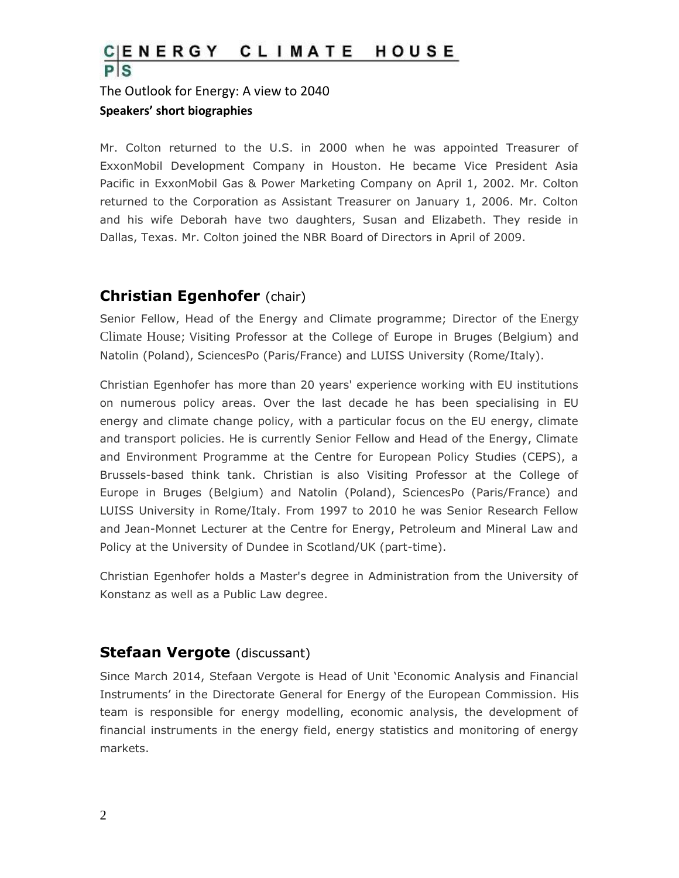Mr. Colton returned to the U.S. in 2000 when he was appointed Treasurer of ExxonMobil Development Company in Houston. He became Vice President Asia Pacific in ExxonMobil Gas & Power Marketing Company on April 1, 2002. Mr. Colton returned to the Corporation as Assistant Treasurer on January 1, 2006. Mr. Colton and his wife Deborah have two daughters, Susan and Elizabeth. They reside in Dallas, Texas. Mr. Colton joined the NBR Board of Directors in April of 2009.

## **Christian Egenhofer** (chair)

Senior Fellow, Head of the Energy and Climate programme; Director of the Energy Climate House; Visiting Professor at the College of Europe in Bruges (Belgium) and Natolin (Poland), SciencesPo (Paris/France) and LUISS University (Rome/Italy).

Christian Egenhofer has more than 20 years' experience working with EU institutions on numerous policy areas. Over the last decade he has been specialising in EU energy and climate change policy, with a particular focus on the EU energy, climate and transport policies. He is currently Senior Fellow and Head of the Energy, Climate and Environment Programme at the Centre for European Policy Studies (CEPS), a Brussels-based think tank. Christian is also Visiting Professor at the College of Europe in Bruges (Belgium) and Natolin (Poland), SciencesPo (Paris/France) and LUISS University in Rome/Italy. From 1997 to 2010 he was Senior Research Fellow and Jean-Monnet Lecturer at the Centre for Energy, Petroleum and Mineral Law and Policy at the University of Dundee in Scotland/UK (part-time).

Christian Egenhofer holds a Master's degree in Administration from the University of Konstanz as well as a Public Law degree.

## **Stefaan Vergote** (discussant)

Since March 2014, Stefaan Vergote is Head of Unit 'Economic Analysis and Financial Instruments' in the Directorate General for Energy of the European Commission. His team is responsible for energy modelling, economic analysis, the development of financial instruments in the energy field, energy statistics and monitoring of energy markets.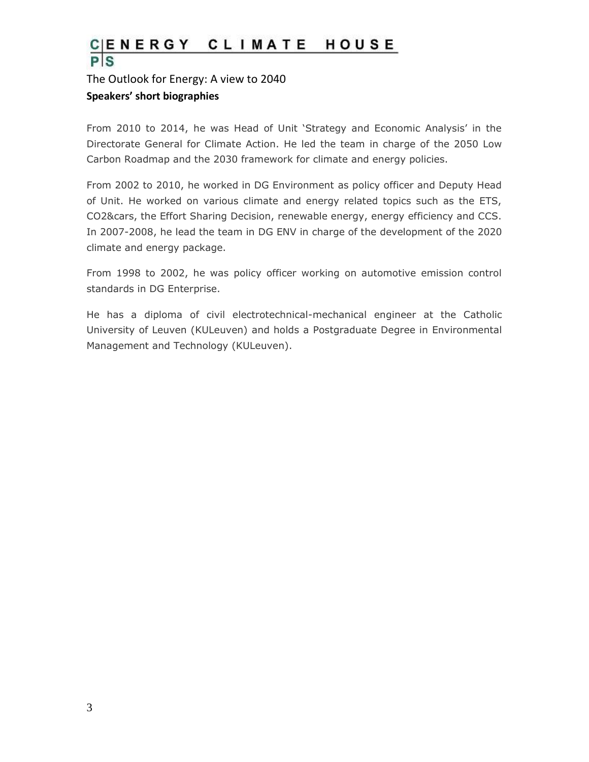# CEPS ENERGY CLIMATE HOUSE

The Outlook for Energy: A view to 2040

**Speakers' short biographies**

From 2010 to 2014, he was Head of Unit 'Strategy and Economic Analysis' in the Directorate General for Climate Action. He led the team in charge of the 2050 Low Carbon Roadmap and the 2030 framework for climate and energy policies.

From 2002 to 2010, he worked in DG Environment as policy officer and Deputy Head of Unit. He worked on various climate and energy related topics such as the ETS, CO2&cars, the Effort Sharing Decision, renewable energy, energy efficiency and CCS. In 2007-2008, he lead the team in DG ENV in charge of the development of the 2020 climate and energy package.

From 1998 to 2002, he was policy officer working on automotive emission control standards in DG Enterprise.

He has a diploma of civil electrotechnical-mechanical engineer at the Catholic University of Leuven (KULeuven) and holds a Postgraduate Degree in Environmental Management and Technology (KULeuven).